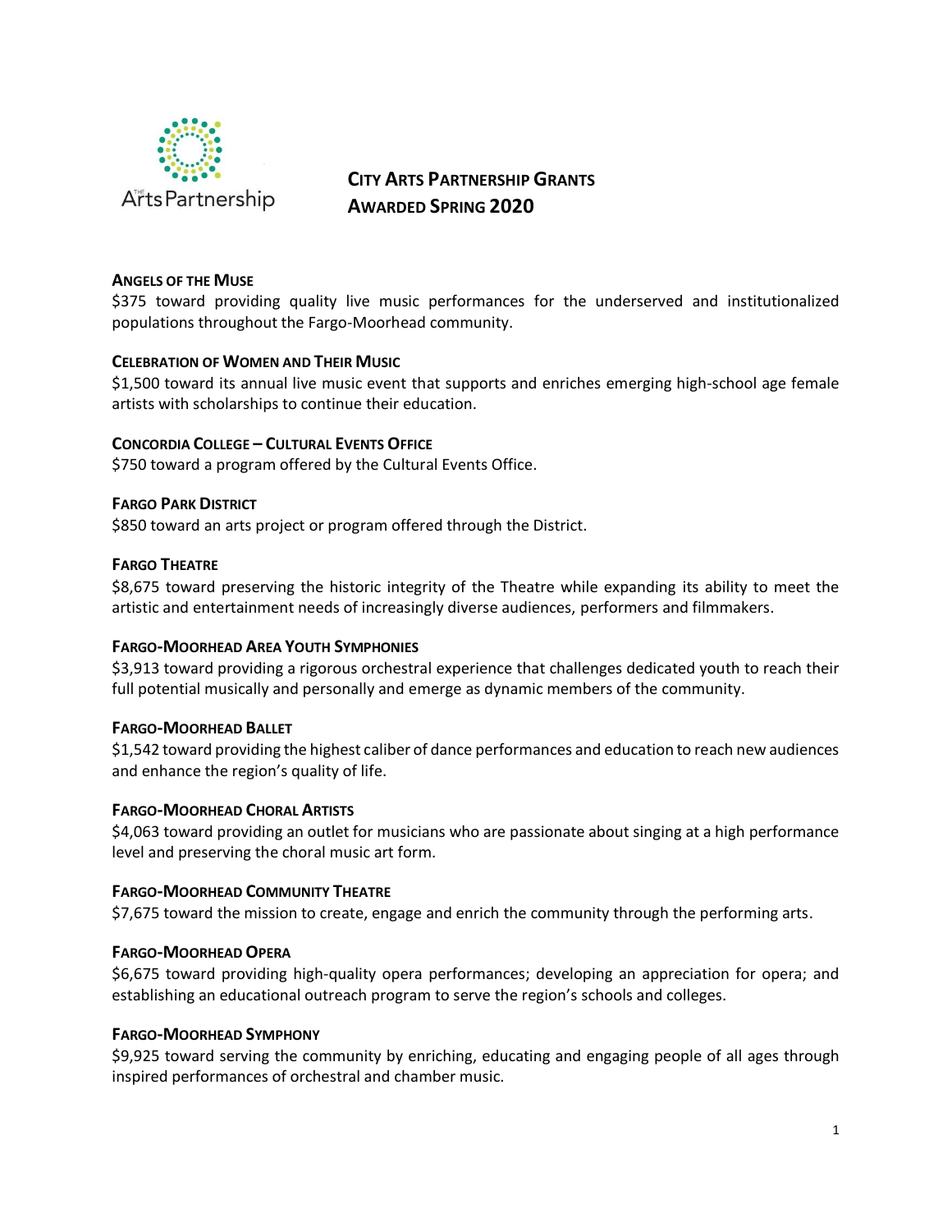# City Arts Partnership Grants Awarded Spring 2020

**Angels of the Muse**
$375 toward providing quality live music performances for the underserved and institutionalized populations throughout the Fargo-Moorhead community.

**Celebration of Women and Their Music**
$1,500 toward its annual live music event that supports and enriches emerging high-school age female artists with scholarships to continue their education.

**Concordia College – Cultural Events Office**
$750 toward a program offered by the Cultural Events Office.

**Fargo Park District**
$850 toward an arts project or program offered through the District.

**Fargo Theatre**
$8,675 toward preserving the historic integrity of the Theatre while expanding its ability to meet the artistic and entertainment needs of increasingly diverse audiences, performers and filmmakers.

**Fargo-Moorhead Area Youth Symphonies**
$3,913 toward providing a rigorous orchestral experience that challenges dedicated youth to reach their full potential musically and personally and emerge as dynamic members of the community.

**Fargo-Moorhead Ballet**
$1,542 toward providing the highest caliber of dance performances and education to reach new audiences and enhance the region's quality of life.

**Fargo-Moorhead Choral Artists**
$4,063 toward providing an outlet for musicians who are passionate about singing at a high performance level and preserving the choral music art form.

**Fargo-Moorhead Community Theatre**
$7,675 toward the mission to create, engage and enrich the community through the performing arts.

**Fargo-Moorhead Opera**
$6,675 toward providing high-quality opera performances; developing an appreciation for opera; and establishing an educational outreach program to serve the region's schools and colleges.

**Fargo-Moorhead Symphony**
$9,925 toward serving the community by enriching, educating and engaging people of all ages through inspired performances of orchestral and chamber music.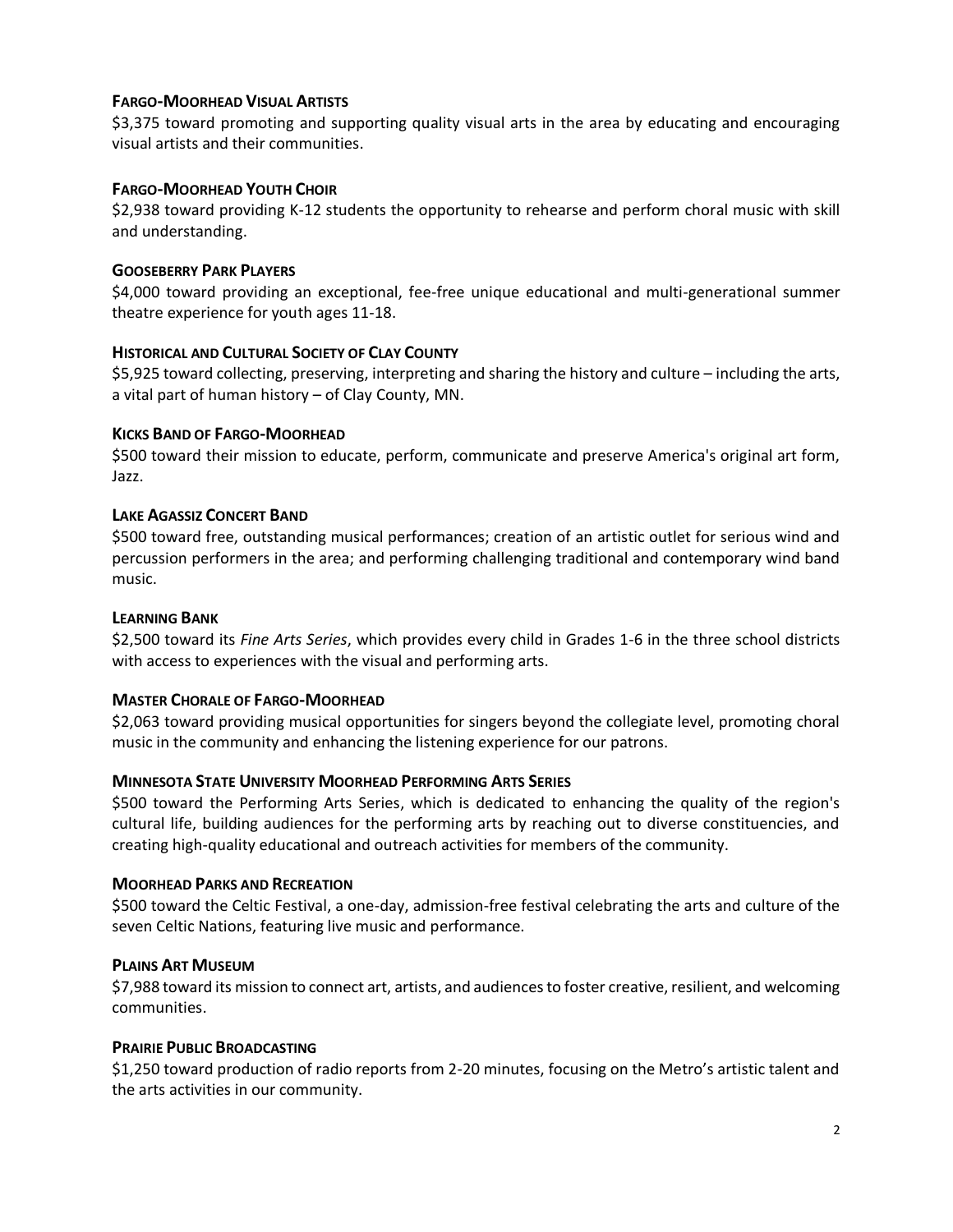**FARGO-MOORHEAD VISUAL ARTISTS**
$3,375 toward promoting and supporting quality visual arts in the area by educating and encouraging visual artists and their communities.

**FARGO-MOORHEAD YOUTH CHOIR**
$2,938 toward providing K-12 students the opportunity to rehearse and perform choral music with skill and understanding.

**GOOSEBERRY PARK PLAYERS**
$4,000 toward providing an exceptional, fee-free unique educational and multi-generational summer theatre experience for youth ages 11-18.

**HISTORICAL AND CULTURAL SOCIETY OF CLAY COUNTY**
$5,925 toward collecting, preserving, interpreting and sharing the history and culture – including the arts, a vital part of human history – of Clay County, MN.

**KICKS BAND OF FARGO-MOORHEAD**
$500 toward their mission to educate, perform, communicate and preserve America's original art form, Jazz.

**LAKE AGASSIZ CONCERT BAND**
$500 toward free, outstanding musical performances; creation of an artistic outlet for serious wind and percussion performers in the area; and performing challenging traditional and contemporary wind band music.

**LEARNING BANK**
$2,500 toward its *Fine Arts Series*, which provides every child in Grades 1-6 in the three school districts with access to experiences with the visual and performing arts.

**MASTER CHORALE OF FARGO-MOORHEAD**
$2,063 toward providing musical opportunities for singers beyond the collegiate level, promoting choral music in the community and enhancing the listening experience for our patrons.

**MINNESOTA STATE UNIVERSITY MOORHEAD PERFORMING ARTS SERIES**
$500 toward the Performing Arts Series, which is dedicated to enhancing the quality of the region's cultural life, building audiences for the performing arts by reaching out to diverse constituencies, and creating high-quality educational and outreach activities for members of the community.

**MOORHEAD PARKS AND RECREATION**
$500 toward the Celtic Festival, a one-day, admission-free festival celebrating the arts and culture of the seven Celtic Nations, featuring live music and performance.

**PLAINS ART MUSEUM**
$7,988 toward its mission to connect art, artists, and audiences to foster creative, resilient, and welcoming communities.

**PRAIRIE PUBLIC BROADCASTING**
$1,250 toward production of radio reports from 2-20 minutes, focusing on the Metro's artistic talent and the arts activities in our community.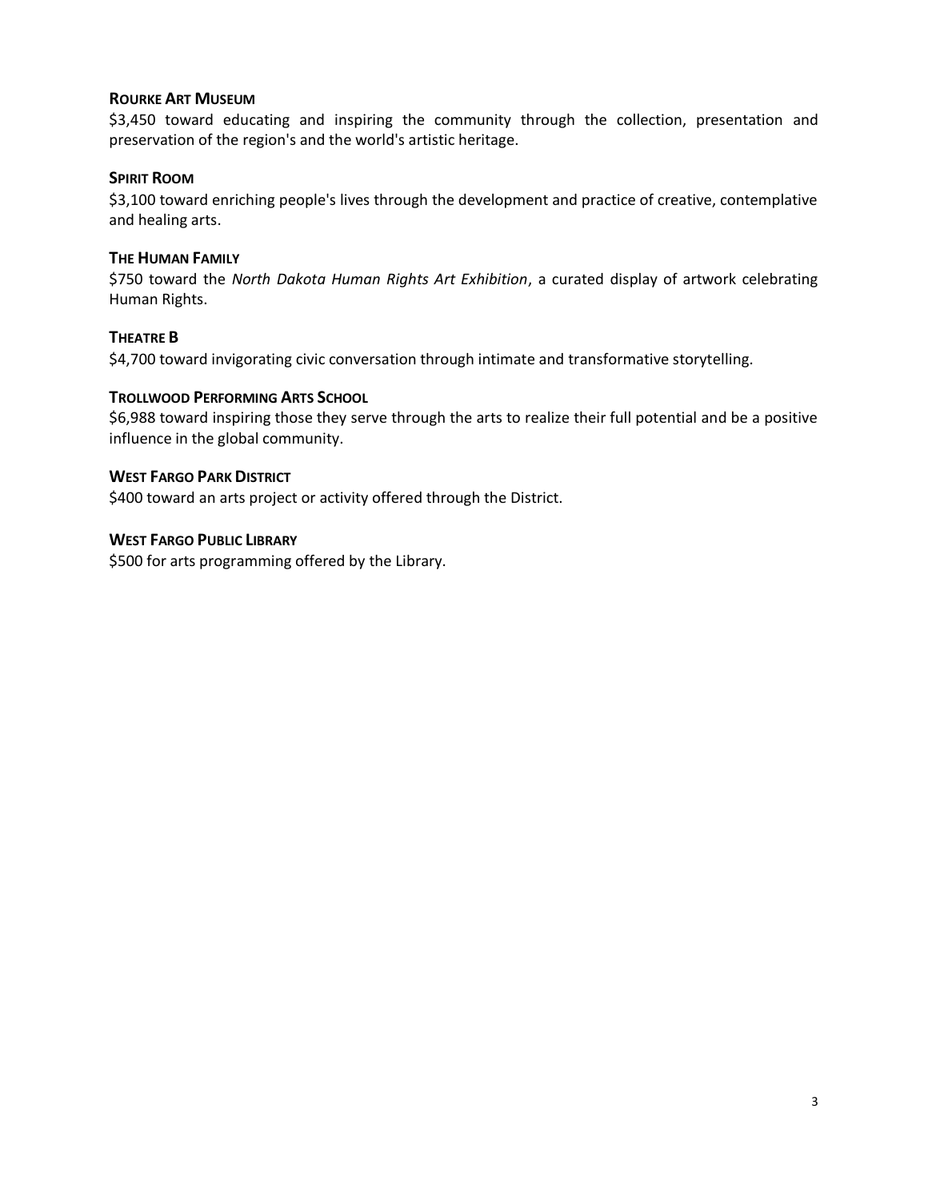**ROURKE ART MUSEUM**

$3,450 toward educating and inspiring the community through the collection, presentation and preservation of the region's and the world's artistic heritage.

**SPIRIT ROOM**

$3,100 toward enriching people's lives through the development and practice of creative, contemplative and healing arts.

**THE HUMAN FAMILY**

$750 toward the *North Dakota Human Rights Art Exhibition*, a curated display of artwork celebrating Human Rights.

**THEATRE B**

$4,700 toward invigorating civic conversation through intimate and transformative storytelling.

**TROLLWOOD PERFORMING ARTS SCHOOL**

$6,988 toward inspiring those they serve through the arts to realize their full potential and be a positive influence in the global community.

**WEST FARGO PARK DISTRICT**

$400 toward an arts project or activity offered through the District.

**WEST FARGO PUBLIC LIBRARY**

$500 for arts programming offered by the Library.